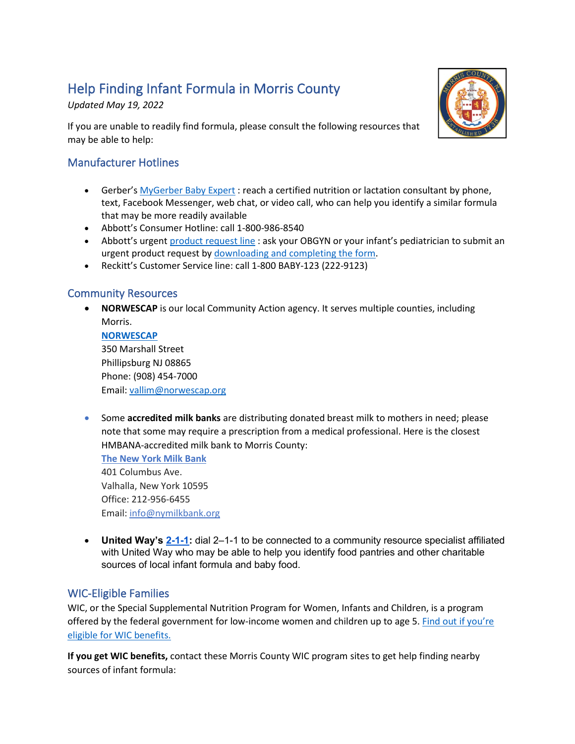# Help Finding Infant Formula in Morris County

*Updated May 19, 2022*

If you are unable to readily find formula, please consult the following resources that may be able to help:

## Manufacturer Hotlines

- Gerber's MyGerber Baby Expert : reach a certified nutrition or lactation consultant by phone, text, Facebook Messenger, web chat, or video call, who can help you identify a similar formula that may be more readily available
- Abbott's Consumer Hotline: call 1-800-986-8540
- Abbott's urgent product request line : ask your OBGYN or your infant's pediatrician to submit an urgent product request by downloading and completing the form.
- Reckitt's Customer Service line: call 1-800 BABY-123 (222-9123)

## Community Resources

- **NORWESCAP** is our local Community Action agency. It serves multiple counties, including Morris.
  **NORWESCAP**
  350 Marshall Street
  Phillipsburg NJ 08865
  Phone: (908) 454-7000
  Email: vallim@norwescap.org

- Some **accredited milk banks** are distributing donated breast milk to mothers in need; please note that some may require a prescription from a medical professional. Here is the closest HMBANA-accredited milk bank to Morris County:
  **The New York Milk Bank**
  401 Columbus Ave.
  Valhalla, New York 10595
  Office: 212-956-6455
  Email: info@nymilkbank.org

- **United Way's 2-1-1:** dial 2–1-1 to be connected to a community resource specialist affiliated with United Way who may be able to help you identify food pantries and other charitable sources of local infant formula and baby food.

## WIC-Eligible Families

WIC, or the Special Supplemental Nutrition Program for Women, Infants and Children, is a program offered by the federal government for low-income women and children up to age 5. Find out if you're eligible for WIC benefits.

**If you get WIC benefits,** contact these Morris County WIC program sites to get help finding nearby sources of infant formula: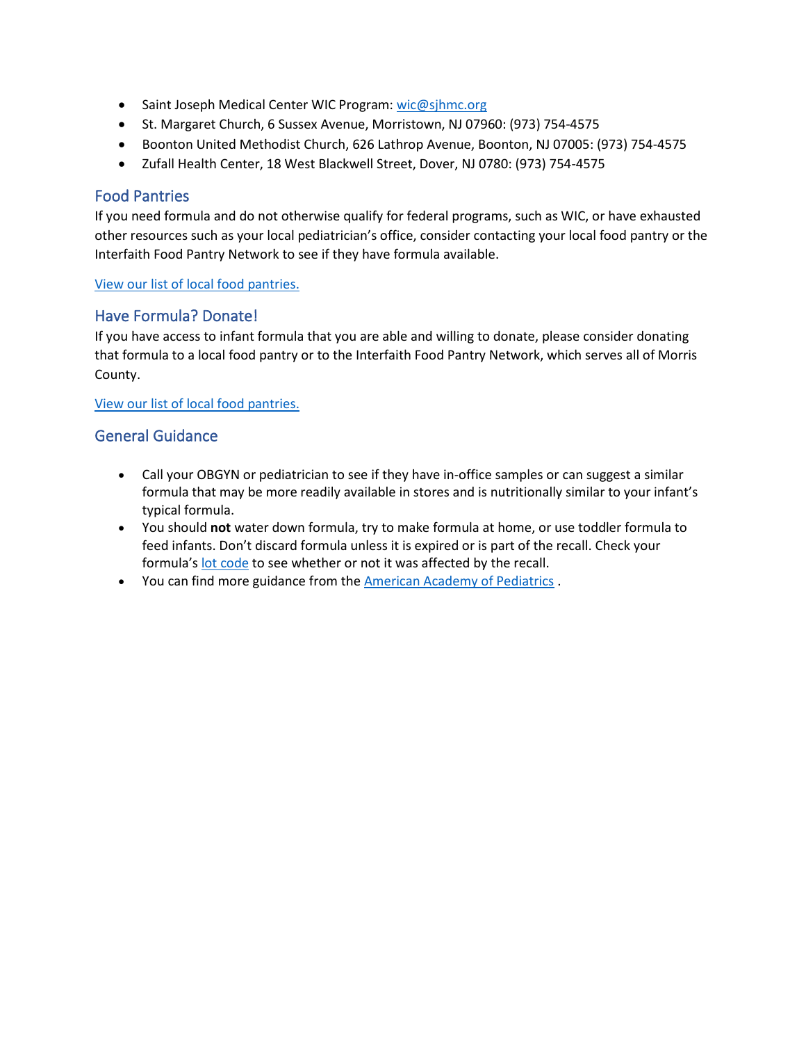- Saint Joseph Medical Center WIC Program: [wic@sjhmc.org](mailto:wic@sjhmc.org)
- St. Margaret Church, 6 Sussex Avenue, Morristown, NJ 07960: (973) 754-4575
- Boonton United Methodist Church, 626 Lathrop Avenue, Boonton, NJ 07005: (973) 754-4575
- Zufall Health Center, 18 West Blackwell Street, Dover, NJ 0780: (973) 754-4575

## Food Pantries

If you need formula and do not otherwise qualify for federal programs, such as WIC, or have exhausted other resources such as your local pediatrician's office, consider contacting your local food pantry or the Interfaith Food Pantry Network to see if they have formula available.

[View our list of local food pantries.]()

## Have Formula? Donate!

If you have access to infant formula that you are able and willing to donate, please consider donating that formula to a local food pantry or to the Interfaith Food Pantry Network, which serves all of Morris County.

[View our list of local food pantries.]()

## General Guidance

- Call your OBGYN or pediatrician to see if they have in-office samples or can suggest a similar formula that may be more readily available in stores and is nutritionally similar to your infant's typical formula.
- You should **not** water down formula, try to make formula at home, or use toddler formula to feed infants. Don't discard formula unless it is expired or is part of the recall. Check your formula's [lot code]() to see whether or not it was affected by the recall.
- You can find more guidance from the [American Academy of Pediatrics]() .